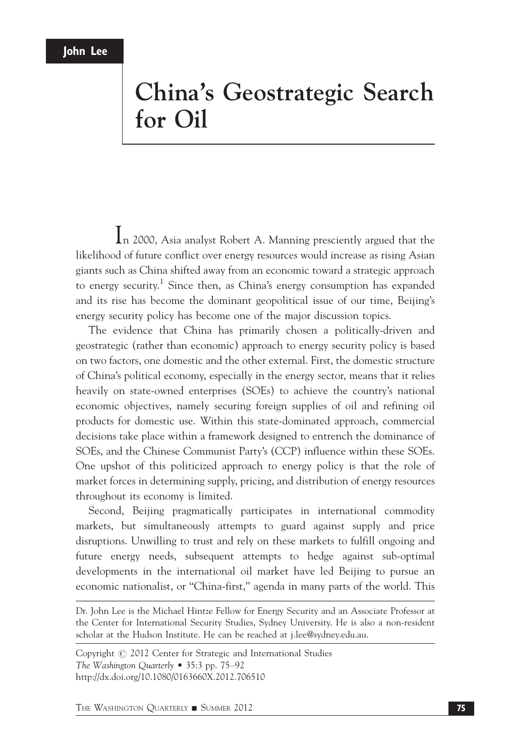John Lee

# China's Geostrategic Search for Oil

In 2000, Asia analyst Robert A. Manning presciently argued that the likelihood of future conflict over energy resources would increase as rising Asian giants such as China shifted away from an economic toward a strategic approach to energy security.[1] Since then, as China's energy consumption has expanded and its rise has become the dominant geopolitical issue of our time, Beijing's energy security policy has become one of the major discussion topics.

The evidence that China has primarily chosen a politically-driven and geostrategic (rather than economic) approach to energy security policy is based on two factors, one domestic and the other external. First, the domestic structure of China's political economy, especially in the energy sector, means that it relies heavily on state-owned enterprises (SOEs) to achieve the country's national economic objectives, namely securing foreign supplies of oil and refining oil products for domestic use. Within this state-dominated approach, commercial decisions take place within a framework designed to entrench the dominance of SOEs, and the Chinese Communist Party's (CCP) influence within these SOEs. One upshot of this politicized approach to energy policy is that the role of market forces in determining supply, pricing, and distribution of energy resources throughout its economy is limited.

Second, Beijing pragmatically participates in international commodity markets, but simultaneously attempts to guard against supply and price disruptions. Unwilling to trust and rely on these markets to fulfill ongoing and future energy needs, subsequent attempts to hedge against sub-optimal developments in the international oil market have led Beijing to pursue an economic nationalist, or "China-first," agenda in many parts of the world. This

---

Dr. John Lee is the Michael Hintze Fellow for Energy Security and an Associate Professor at the Center for International Security Studies, Sydney University. He is also a non-resident scholar at the Hudson Institute. He can be reached at j.lee@sydney.edu.au.

Copyright © 2012 Center for Strategic and International Studies
*The Washington Quarterly* • 35:3 pp. 75–92
http://dx.doi.org/10.1080/0163660X.2012.706510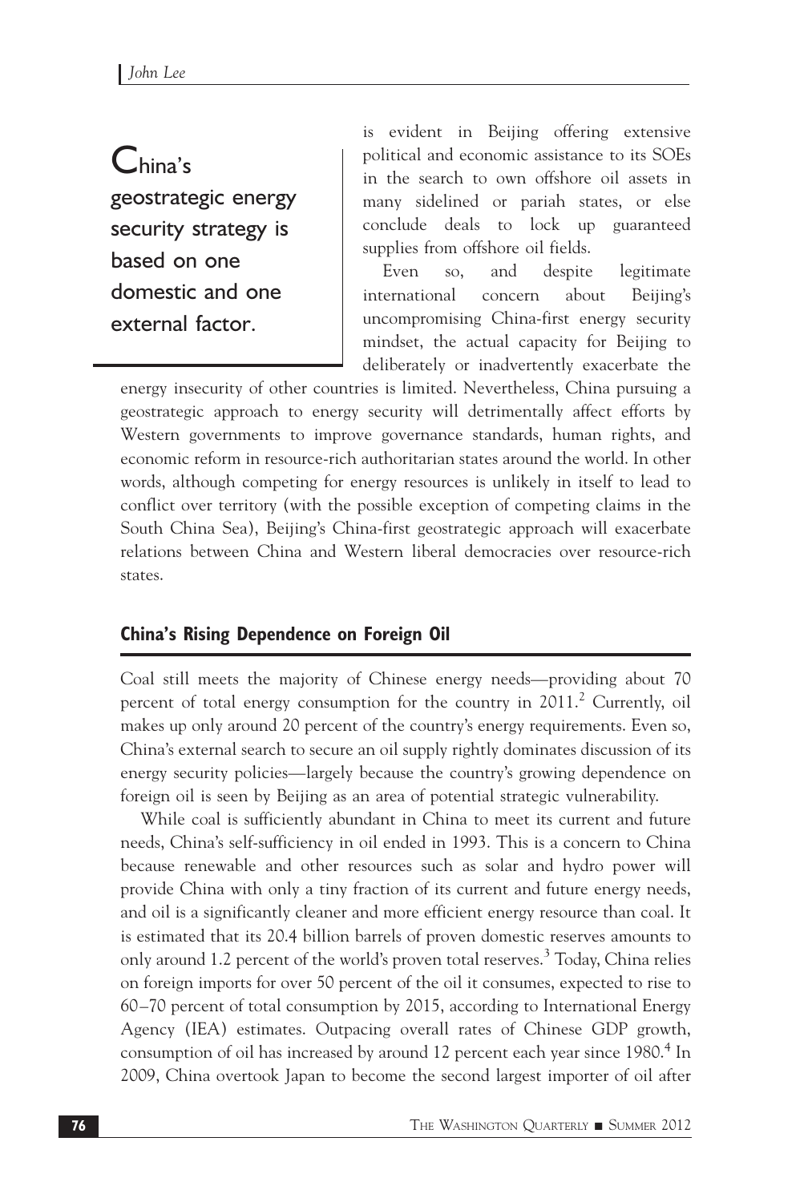> China's geostrategic energy security strategy is based on one domestic and one external factor.

is evident in Beijing offering extensive political and economic assistance to its SOEs in the search to own offshore oil assets in many sidelined or pariah states, or else conclude deals to lock up guaranteed supplies from offshore oil fields.

Even so, and despite legitimate international concern about Beijing's uncompromising China-first energy security mindset, the actual capacity for Beijing to deliberately or inadvertently exacerbate the energy insecurity of other countries is limited. Nevertheless, China pursuing a geostrategic approach to energy security will detrimentally affect efforts by Western governments to improve governance standards, human rights, and economic reform in resource-rich authoritarian states around the world. In other words, although competing for energy resources is unlikely in itself to lead to conflict over territory (with the possible exception of competing claims in the South China Sea), Beijing's China-first geostrategic approach will exacerbate relations between China and Western liberal democracies over resource-rich states.

## China's Rising Dependence on Foreign Oil

Coal still meets the majority of Chinese energy needs—providing about 70 percent of total energy consumption for the country in 2011.[2] Currently, oil makes up only around 20 percent of the country's energy requirements. Even so, China's external search to secure an oil supply rightly dominates discussion of its energy security policies—largely because the country's growing dependence on foreign oil is seen by Beijing as an area of potential strategic vulnerability.

While coal is sufficiently abundant in China to meet its current and future needs, China's self-sufficiency in oil ended in 1993. This is a concern to China because renewable and other resources such as solar and hydro power will provide China with only a tiny fraction of its current and future energy needs, and oil is a significantly cleaner and more efficient energy resource than coal. It is estimated that its 20.4 billion barrels of proven domestic reserves amounts to only around 1.2 percent of the world's proven total reserves.[3] Today, China relies on foreign imports for over 50 percent of the oil it consumes, expected to rise to 60–70 percent of total consumption by 2015, according to International Energy Agency (IEA) estimates. Outpacing overall rates of Chinese GDP growth, consumption of oil has increased by around 12 percent each year since 1980.[4] In 2009, China overtook Japan to become the second largest importer of oil after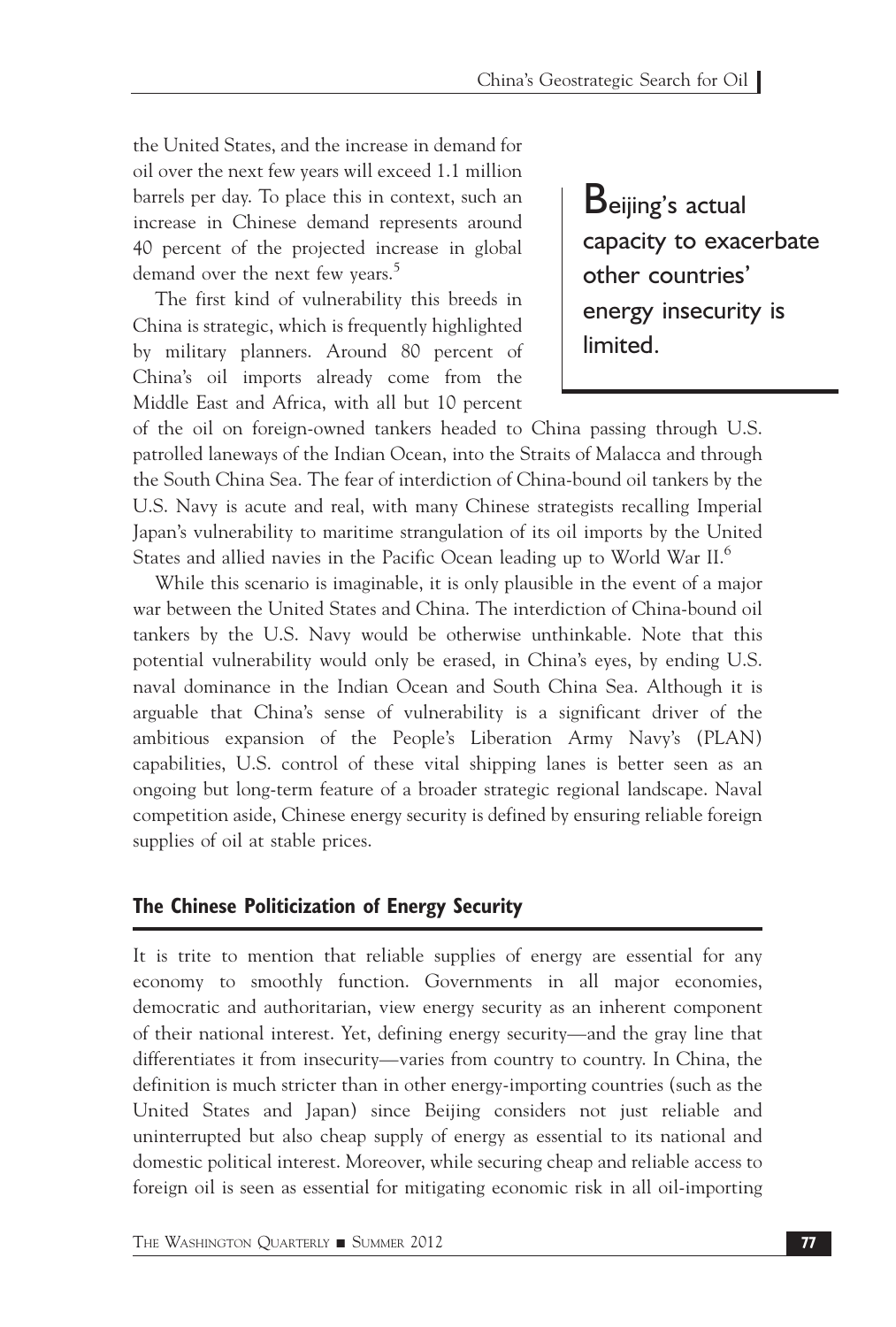the United States, and the increase in demand for oil over the next few years will exceed 1.1 million barrels per day. To place this in context, such an increase in Chinese demand represents around 40 percent of the projected increase in global demand over the next few years.[5]

> Beijing's actual capacity to exacerbate other countries' energy insecurity is limited.

The first kind of vulnerability this breeds in China is strategic, which is frequently highlighted by military planners. Around 80 percent of China's oil imports already come from the Middle East and Africa, with all but 10 percent of the oil on foreign-owned tankers headed to China passing through U.S. patrolled laneways of the Indian Ocean, into the Straits of Malacca and through the South China Sea. The fear of interdiction of China-bound oil tankers by the U.S. Navy is acute and real, with many Chinese strategists recalling Imperial Japan's vulnerability to maritime strangulation of its oil imports by the United States and allied navies in the Pacific Ocean leading up to World War II.[6]

While this scenario is imaginable, it is only plausible in the event of a major war between the United States and China. The interdiction of China-bound oil tankers by the U.S. Navy would be otherwise unthinkable. Note that this potential vulnerability would only be erased, in China's eyes, by ending U.S. naval dominance in the Indian Ocean and South China Sea. Although it is arguable that China's sense of vulnerability is a significant driver of the ambitious expansion of the People's Liberation Army Navy's (PLAN) capabilities, U.S. control of these vital shipping lanes is better seen as an ongoing but long-term feature of a broader strategic regional landscape. Naval competition aside, Chinese energy security is defined by ensuring reliable foreign supplies of oil at stable prices.

## The Chinese Politicization of Energy Security

It is trite to mention that reliable supplies of energy are essential for any economy to smoothly function. Governments in all major economies, democratic and authoritarian, view energy security as an inherent component of their national interest. Yet, defining energy security—and the gray line that differentiates it from insecurity—varies from country to country. In China, the definition is much stricter than in other energy-importing countries (such as the United States and Japan) since Beijing considers not just reliable and uninterrupted but also cheap supply of energy as essential to its national and domestic political interest. Moreover, while securing cheap and reliable access to foreign oil is seen as essential for mitigating economic risk in all oil-importing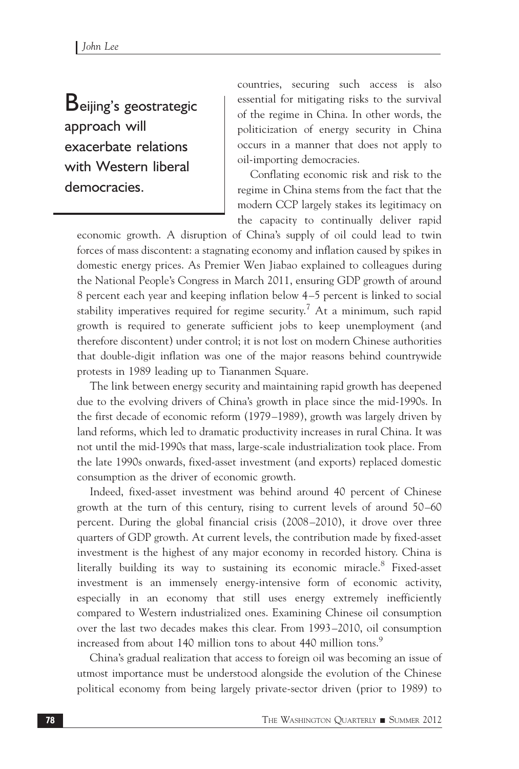**Beijing's geostrategic approach will exacerbate relations with Western liberal democracies.**

countries, securing such access is also essential for mitigating risks to the survival of the regime in China. In other words, the politicization of energy security in China occurs in a manner that does not apply to oil-importing democracies.

Conflating economic risk and risk to the regime in China stems from the fact that the modern CCP largely stakes its legitimacy on the capacity to continually deliver rapid economic growth. A disruption of China's supply of oil could lead to twin forces of mass discontent: a stagnating economy and inflation caused by spikes in domestic energy prices. As Premier Wen Jiabao explained to colleagues during the National People's Congress in March 2011, ensuring GDP growth of around 8 percent each year and keeping inflation below 4–5 percent is linked to social stability imperatives required for regime security.[7] At a minimum, such rapid growth is required to generate sufficient jobs to keep unemployment (and therefore discontent) under control; it is not lost on modern Chinese authorities that double-digit inflation was one of the major reasons behind countrywide protests in 1989 leading up to Tiananmen Square.

The link between energy security and maintaining rapid growth has deepened due to the evolving drivers of China's growth in place since the mid-1990s. In the first decade of economic reform (1979–1989), growth was largely driven by land reforms, which led to dramatic productivity increases in rural China. It was not until the mid-1990s that mass, large-scale industrialization took place. From the late 1990s onwards, fixed-asset investment (and exports) replaced domestic consumption as the driver of economic growth.

Indeed, fixed-asset investment was behind around 40 percent of Chinese growth at the turn of this century, rising to current levels of around 50–60 percent. During the global financial crisis (2008–2010), it drove over three quarters of GDP growth. At current levels, the contribution made by fixed-asset investment is the highest of any major economy in recorded history. China is literally building its way to sustaining its economic miracle.[8] Fixed-asset investment is an immensely energy-intensive form of economic activity, especially in an economy that still uses energy extremely inefficiently compared to Western industrialized ones. Examining Chinese oil consumption over the last two decades makes this clear. From 1993–2010, oil consumption increased from about 140 million tons to about 440 million tons.[9]

China's gradual realization that access to foreign oil was becoming an issue of utmost importance must be understood alongside the evolution of the Chinese political economy from being largely private-sector driven (prior to 1989) to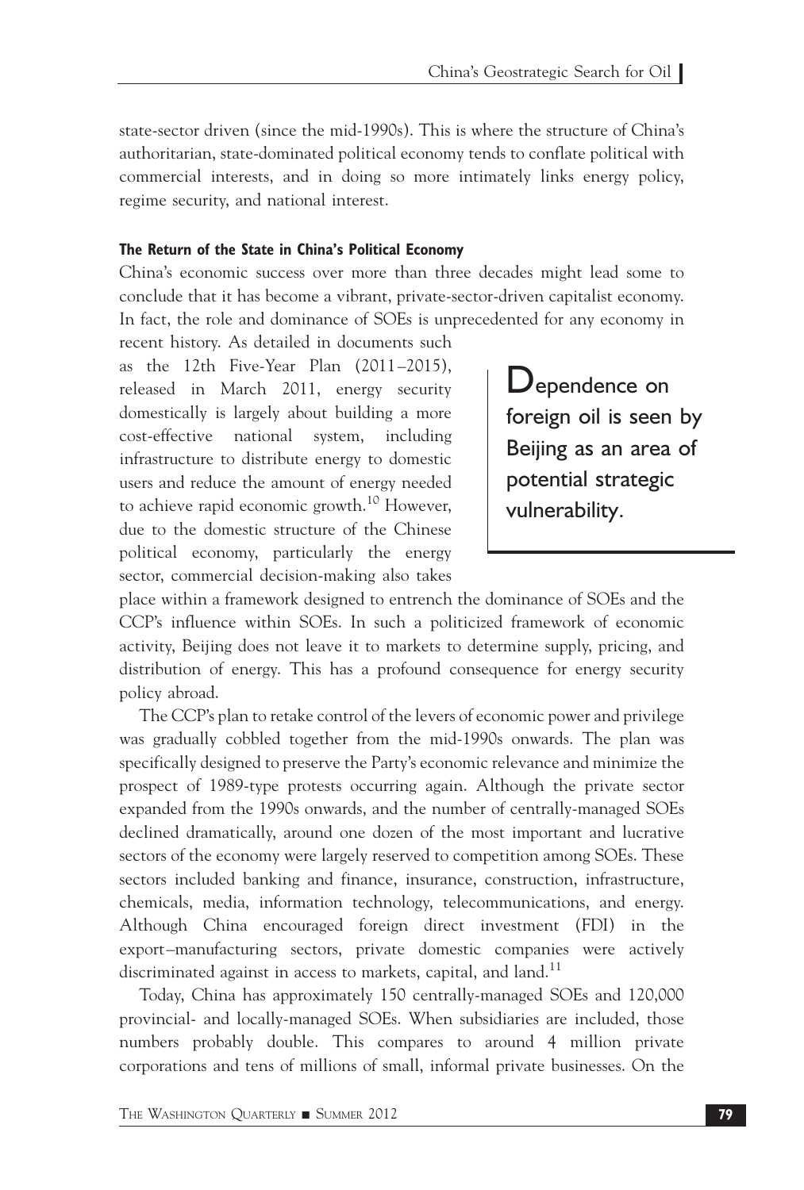state-sector driven (since the mid-1990s). This is where the structure of China's authoritarian, state-dominated political economy tends to conflate political with commercial interests, and in doing so more intimately links energy policy, regime security, and national interest.

#### The Return of the State in China's Political Economy

China's economic success over more than three decades might lead some to conclude that it has become a vibrant, private-sector-driven capitalist economy. In fact, the role and dominance of SOEs is unprecedented for any economy in recent history. As detailed in documents such as the 12th Five-Year Plan (2011–2015), released in March 2011, energy security domestically is largely about building a more cost-effective national system, including infrastructure to distribute energy to domestic users and reduce the amount of energy needed to achieve rapid economic growth.[10] However, due to the domestic structure of the Chinese political economy, particularly the energy sector, commercial decision-making also takes place within a framework designed to entrench the dominance of SOEs and the CCP's influence within SOEs. In such a politicized framework of economic activity, Beijing does not leave it to markets to determine supply, pricing, and distribution of energy. This has a profound consequence for energy security policy abroad.

> Dependence on foreign oil is seen by Beijing as an area of potential strategic vulnerability.

The CCP's plan to retake control of the levers of economic power and privilege was gradually cobbled together from the mid-1990s onwards. The plan was specifically designed to preserve the Party's economic relevance and minimize the prospect of 1989-type protests occurring again. Although the private sector expanded from the 1990s onwards, and the number of centrally-managed SOEs declined dramatically, around one dozen of the most important and lucrative sectors of the economy were largely reserved to competition among SOEs. These sectors included banking and finance, insurance, construction, infrastructure, chemicals, media, information technology, telecommunications, and energy. Although China encouraged foreign direct investment (FDI) in the export–manufacturing sectors, private domestic companies were actively discriminated against in access to markets, capital, and land.[11]

Today, China has approximately 150 centrally-managed SOEs and 120,000 provincial- and locally-managed SOEs. When subsidiaries are included, those numbers probably double. This compares to around 4 million private corporations and tens of millions of small, informal private businesses. On the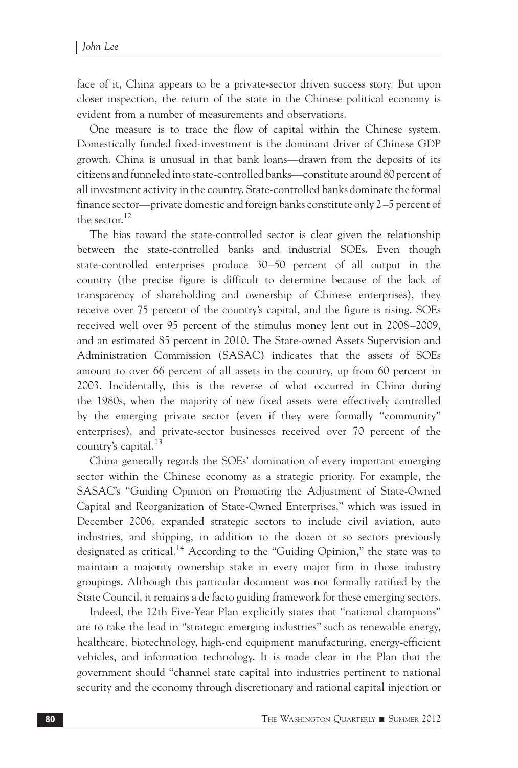face of it, China appears to be a private-sector driven success story. But upon closer inspection, the return of the state in the Chinese political economy is evident from a number of measurements and observations.

One measure is to trace the flow of capital within the Chinese system. Domestically funded fixed-investment is the dominant driver of Chinese GDP growth. China is unusual in that bank loans—drawn from the deposits of its citizens and funneled into state-controlled banks—constitute around 80 percent of all investment activity in the country. State-controlled banks dominate the formal finance sector—private domestic and foreign banks constitute only 2–5 percent of the sector.[12]

The bias toward the state-controlled sector is clear given the relationship between the state-controlled banks and industrial SOEs. Even though state-controlled enterprises produce 30–50 percent of all output in the country (the precise figure is difficult to determine because of the lack of transparency of shareholding and ownership of Chinese enterprises), they receive over 75 percent of the country's capital, and the figure is rising. SOEs received well over 95 percent of the stimulus money lent out in 2008–2009, and an estimated 85 percent in 2010. The State-owned Assets Supervision and Administration Commission (SASAC) indicates that the assets of SOEs amount to over 66 percent of all assets in the country, up from 60 percent in 2003. Incidentally, this is the reverse of what occurred in China during the 1980s, when the majority of new fixed assets were effectively controlled by the emerging private sector (even if they were formally "community" enterprises), and private-sector businesses received over 70 percent of the country's capital.[13]

China generally regards the SOEs' domination of every important emerging sector within the Chinese economy as a strategic priority. For example, the SASAC's "Guiding Opinion on Promoting the Adjustment of State-Owned Capital and Reorganization of State-Owned Enterprises," which was issued in December 2006, expanded strategic sectors to include civil aviation, auto industries, and shipping, in addition to the dozen or so sectors previously designated as critical.[14] According to the "Guiding Opinion," the state was to maintain a majority ownership stake in every major firm in those industry groupings. Although this particular document was not formally ratified by the State Council, it remains a de facto guiding framework for these emerging sectors.

Indeed, the 12th Five-Year Plan explicitly states that "national champions" are to take the lead in "strategic emerging industries" such as renewable energy, healthcare, biotechnology, high-end equipment manufacturing, energy-efficient vehicles, and information technology. It is made clear in the Plan that the government should "channel state capital into industries pertinent to national security and the economy through discretionary and rational capital injection or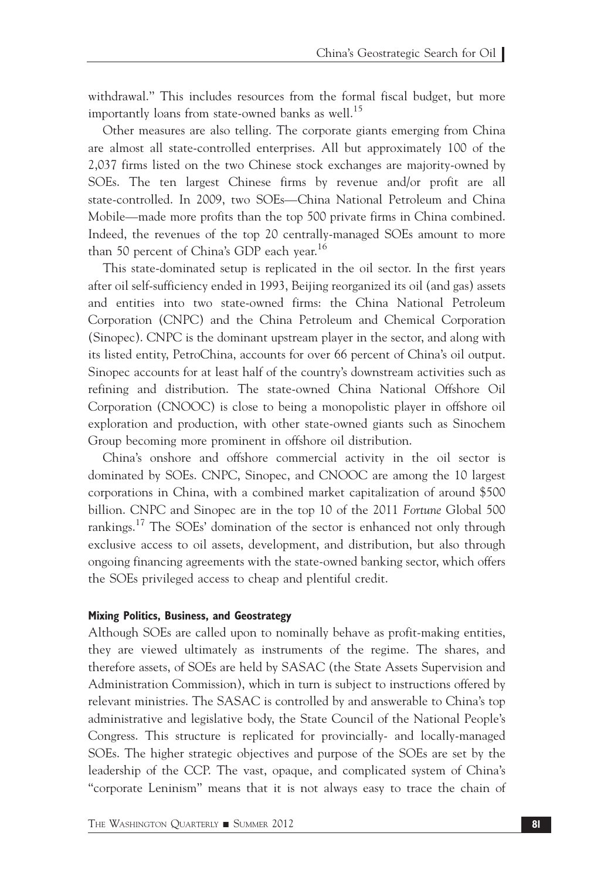withdrawal." This includes resources from the formal fiscal budget, but more importantly loans from state-owned banks as well.[15]

Other measures are also telling. The corporate giants emerging from China are almost all state-controlled enterprises. All but approximately 100 of the 2,037 firms listed on the two Chinese stock exchanges are majority-owned by SOEs. The ten largest Chinese firms by revenue and/or profit are all state-controlled. In 2009, two SOEs—China National Petroleum and China Mobile—made more profits than the top 500 private firms in China combined. Indeed, the revenues of the top 20 centrally-managed SOEs amount to more than 50 percent of China's GDP each year.[16]

This state-dominated setup is replicated in the oil sector. In the first years after oil self-sufficiency ended in 1993, Beijing reorganized its oil (and gas) assets and entities into two state-owned firms: the China National Petroleum Corporation (CNPC) and the China Petroleum and Chemical Corporation (Sinopec). CNPC is the dominant upstream player in the sector, and along with its listed entity, PetroChina, accounts for over 66 percent of China's oil output. Sinopec accounts for at least half of the country's downstream activities such as refining and distribution. The state-owned China National Offshore Oil Corporation (CNOOC) is close to being a monopolistic player in offshore oil exploration and production, with other state-owned giants such as Sinochem Group becoming more prominent in offshore oil distribution.

China's onshore and offshore commercial activity in the oil sector is dominated by SOEs. CNPC, Sinopec, and CNOOC are among the 10 largest corporations in China, with a combined market capitalization of around $500 billion. CNPC and Sinopec are in the top 10 of the 2011 *Fortune* Global 500 rankings.[17] The SOEs' domination of the sector is enhanced not only through exclusive access to oil assets, development, and distribution, but also through ongoing financing agreements with the state-owned banking sector, which offers the SOEs privileged access to cheap and plentiful credit.

### Mixing Politics, Business, and Geostrategy

Although SOEs are called upon to nominally behave as profit-making entities, they are viewed ultimately as instruments of the regime. The shares, and therefore assets, of SOEs are held by SASAC (the State Assets Supervision and Administration Commission), which in turn is subject to instructions offered by relevant ministries. The SASAC is controlled by and answerable to China's top administrative and legislative body, the State Council of the National People's Congress. This structure is replicated for provincially- and locally-managed SOEs. The higher strategic objectives and purpose of the SOEs are set by the leadership of the CCP. The vast, opaque, and complicated system of China's "corporate Leninism" means that it is not always easy to trace the chain of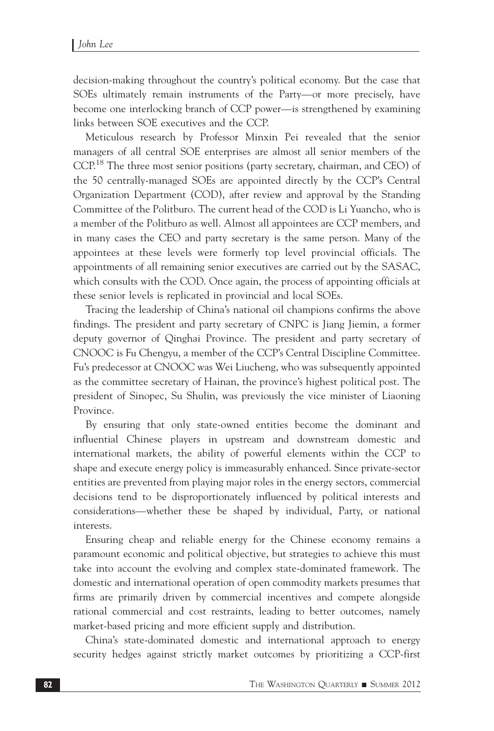decision-making throughout the country's political economy. But the case that SOEs ultimately remain instruments of the Party—or more precisely, have become one interlocking branch of CCP power—is strengthened by examining links between SOE executives and the CCP.

Meticulous research by Professor Minxin Pei revealed that the senior managers of all central SOE enterprises are almost all senior members of the CCP.[18] The three most senior positions (party secretary, chairman, and CEO) of the 50 centrally-managed SOEs are appointed directly by the CCP's Central Organization Department (COD), after review and approval by the Standing Committee of the Politburo. The current head of the COD is Li Yuancho, who is a member of the Politburo as well. Almost all appointees are CCP members, and in many cases the CEO and party secretary is the same person. Many of the appointees at these levels were formerly top level provincial officials. The appointments of all remaining senior executives are carried out by the SASAC, which consults with the COD. Once again, the process of appointing officials at these senior levels is replicated in provincial and local SOEs.

Tracing the leadership of China's national oil champions confirms the above findings. The president and party secretary of CNPC is Jiang Jiemin, a former deputy governor of Qinghai Province. The president and party secretary of CNOOC is Fu Chengyu, a member of the CCP's Central Discipline Committee. Fu's predecessor at CNOOC was Wei Liucheng, who was subsequently appointed as the committee secretary of Hainan, the province's highest political post. The president of Sinopec, Su Shulin, was previously the vice minister of Liaoning Province.

By ensuring that only state-owned entities become the dominant and influential Chinese players in upstream and downstream domestic and international markets, the ability of powerful elements within the CCP to shape and execute energy policy is immeasurably enhanced. Since private-sector entities are prevented from playing major roles in the energy sectors, commercial decisions tend to be disproportionately influenced by political interests and considerations—whether these be shaped by individual, Party, or national interests.

Ensuring cheap and reliable energy for the Chinese economy remains a paramount economic and political objective, but strategies to achieve this must take into account the evolving and complex state-dominated framework. The domestic and international operation of open commodity markets presumes that firms are primarily driven by commercial incentives and compete alongside rational commercial and cost restraints, leading to better outcomes, namely market-based pricing and more efficient supply and distribution.

China's state-dominated domestic and international approach to energy security hedges against strictly market outcomes by prioritizing a CCP-first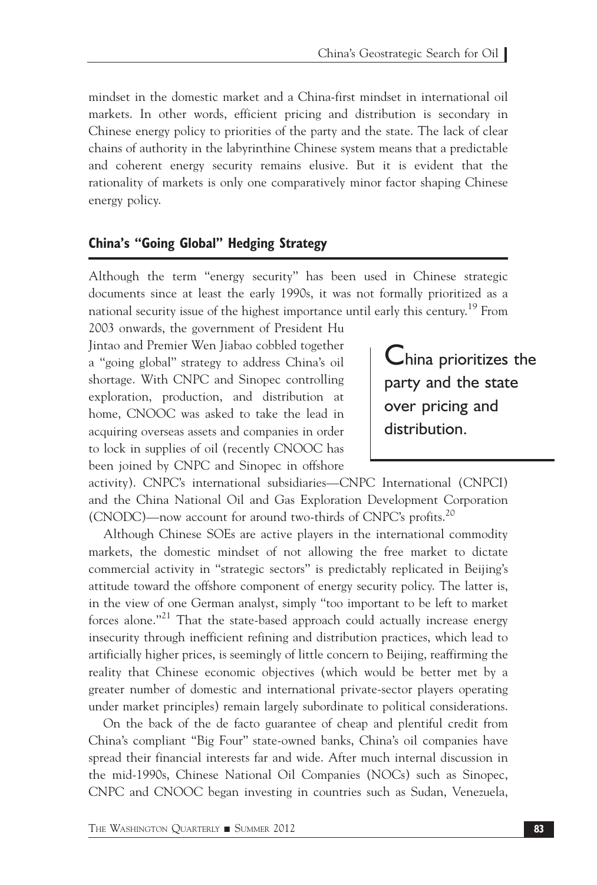mindset in the domestic market and a China-first mindset in international oil markets. In other words, efficient pricing and distribution is secondary in Chinese energy policy to priorities of the party and the state. The lack of clear chains of authority in the labyrinthine Chinese system means that a predictable and coherent energy security remains elusive. But it is evident that the rationality of markets is only one comparatively minor factor shaping Chinese energy policy.

## China's "Going Global" Hedging Strategy

Although the term "energy security" has been used in Chinese strategic documents since at least the early 1990s, it was not formally prioritized as a national security issue of the highest importance until early this century.[19] From 2003 onwards, the government of President Hu Jintao and Premier Wen Jiabao cobbled together a "going global" strategy to address China's oil shortage. With CNPC and Sinopec controlling exploration, production, and distribution at home, CNOOC was asked to take the lead in acquiring overseas assets and companies in order to lock in supplies of oil (recently CNOOC has been joined by CNPC and Sinopec in offshore activity). CNPC's international subsidiaries—CNPC International (CNPCI) and the China National Oil and Gas Exploration Development Corporation (CNODC)—now account for around two-thirds of CNPC's profits.[20]

> China prioritizes the party and the state over pricing and distribution.

Although Chinese SOEs are active players in the international commodity markets, the domestic mindset of not allowing the free market to dictate commercial activity in "strategic sectors" is predictably replicated in Beijing's attitude toward the offshore component of energy security policy. The latter is, in the view of one German analyst, simply "too important to be left to market forces alone."[21] That the state-based approach could actually increase energy insecurity through inefficient refining and distribution practices, which lead to artificially higher prices, is seemingly of little concern to Beijing, reaffirming the reality that Chinese economic objectives (which would be better met by a greater number of domestic and international private-sector players operating under market principles) remain largely subordinate to political considerations.

On the back of the de facto guarantee of cheap and plentiful credit from China's compliant "Big Four" state-owned banks, China's oil companies have spread their financial interests far and wide. After much internal discussion in the mid-1990s, Chinese National Oil Companies (NOCs) such as Sinopec, CNPC and CNOOC began investing in countries such as Sudan, Venezuela,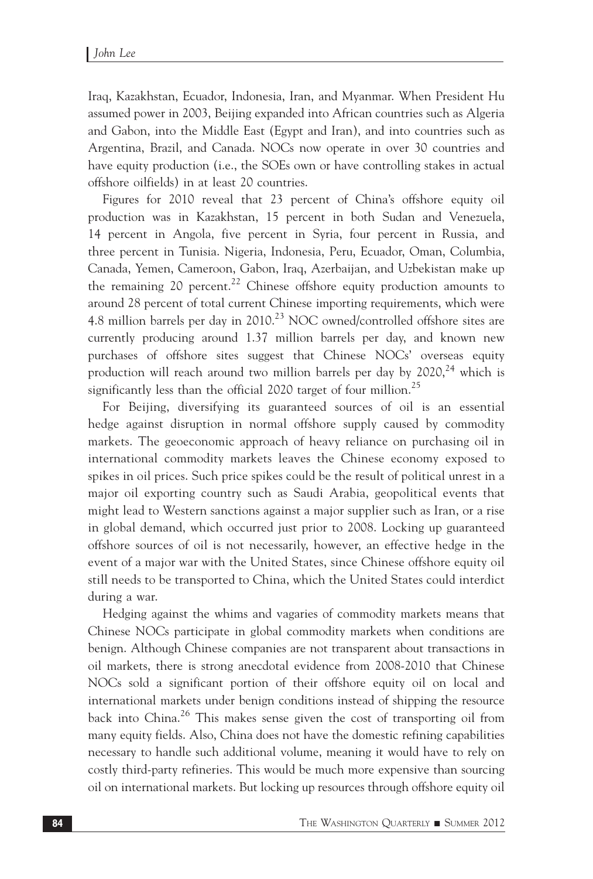Iraq, Kazakhstan, Ecuador, Indonesia, Iran, and Myanmar. When President Hu assumed power in 2003, Beijing expanded into African countries such as Algeria and Gabon, into the Middle East (Egypt and Iran), and into countries such as Argentina, Brazil, and Canada. NOCs now operate in over 30 countries and have equity production (i.e., the SOEs own or have controlling stakes in actual offshore oilfields) in at least 20 countries.

Figures for 2010 reveal that 23 percent of China's offshore equity oil production was in Kazakhstan, 15 percent in both Sudan and Venezuela, 14 percent in Angola, five percent in Syria, four percent in Russia, and three percent in Tunisia. Nigeria, Indonesia, Peru, Ecuador, Oman, Columbia, Canada, Yemen, Cameroon, Gabon, Iraq, Azerbaijan, and Uzbekistan make up the remaining 20 percent.[22] Chinese offshore equity production amounts to around 28 percent of total current Chinese importing requirements, which were 4.8 million barrels per day in 2010.[23] NOC owned/controlled offshore sites are currently producing around 1.37 million barrels per day, and known new purchases of offshore sites suggest that Chinese NOCs' overseas equity production will reach around two million barrels per day by 2020,[24] which is significantly less than the official 2020 target of four million.[25]

For Beijing, diversifying its guaranteed sources of oil is an essential hedge against disruption in normal offshore supply caused by commodity markets. The geoeconomic approach of heavy reliance on purchasing oil in international commodity markets leaves the Chinese economy exposed to spikes in oil prices. Such price spikes could be the result of political unrest in a major oil exporting country such as Saudi Arabia, geopolitical events that might lead to Western sanctions against a major supplier such as Iran, or a rise in global demand, which occurred just prior to 2008. Locking up guaranteed offshore sources of oil is not necessarily, however, an effective hedge in the event of a major war with the United States, since Chinese offshore equity oil still needs to be transported to China, which the United States could interdict during a war.

Hedging against the whims and vagaries of commodity markets means that Chinese NOCs participate in global commodity markets when conditions are benign. Although Chinese companies are not transparent about transactions in oil markets, there is strong anecdotal evidence from 2008-2010 that Chinese NOCs sold a significant portion of their offshore equity oil on local and international markets under benign conditions instead of shipping the resource back into China.[26] This makes sense given the cost of transporting oil from many equity fields. Also, China does not have the domestic refining capabilities necessary to handle such additional volume, meaning it would have to rely on costly third-party refineries. This would be much more expensive than sourcing oil on international markets. But locking up resources through offshore equity oil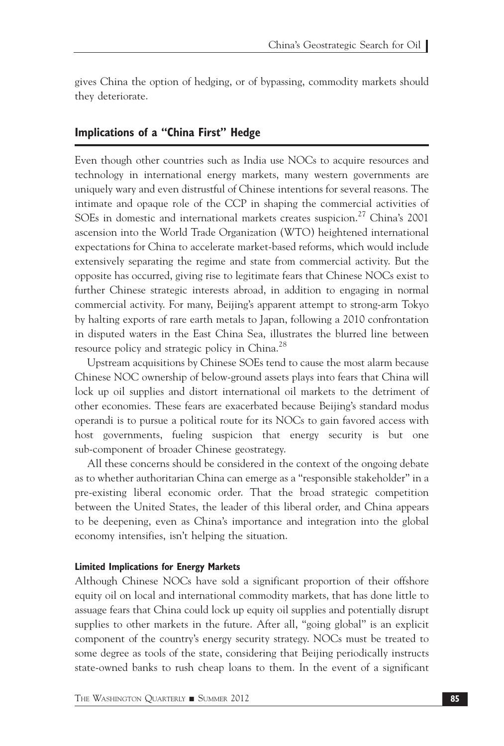gives China the option of hedging, or of bypassing, commodity markets should they deteriorate.

## Implications of a "China First" Hedge

Even though other countries such as India use NOCs to acquire resources and technology in international energy markets, many western governments are uniquely wary and even distrustful of Chinese intentions for several reasons. The intimate and opaque role of the CCP in shaping the commercial activities of SOEs in domestic and international markets creates suspicion.[27] China's 2001 ascension into the World Trade Organization (WTO) heightened international expectations for China to accelerate market-based reforms, which would include extensively separating the regime and state from commercial activity. But the opposite has occurred, giving rise to legitimate fears that Chinese NOCs exist to further Chinese strategic interests abroad, in addition to engaging in normal commercial activity. For many, Beijing's apparent attempt to strong-arm Tokyo by halting exports of rare earth metals to Japan, following a 2010 confrontation in disputed waters in the East China Sea, illustrates the blurred line between resource policy and strategic policy in China.[28]

Upstream acquisitions by Chinese SOEs tend to cause the most alarm because Chinese NOC ownership of below-ground assets plays into fears that China will lock up oil supplies and distort international oil markets to the detriment of other economies. These fears are exacerbated because Beijing's standard modus operandi is to pursue a political route for its NOCs to gain favored access with host governments, fueling suspicion that energy security is but one sub-component of broader Chinese geostrategy.

All these concerns should be considered in the context of the ongoing debate as to whether authoritarian China can emerge as a "responsible stakeholder" in a pre-existing liberal economic order. That the broad strategic competition between the United States, the leader of this liberal order, and China appears to be deepening, even as China's importance and integration into the global economy intensifies, isn't helping the situation.

### Limited Implications for Energy Markets

Although Chinese NOCs have sold a significant proportion of their offshore equity oil on local and international commodity markets, that has done little to assuage fears that China could lock up equity oil supplies and potentially disrupt supplies to other markets in the future. After all, "going global" is an explicit component of the country's energy security strategy. NOCs must be treated to some degree as tools of the state, considering that Beijing periodically instructs state-owned banks to rush cheap loans to them. In the event of a significant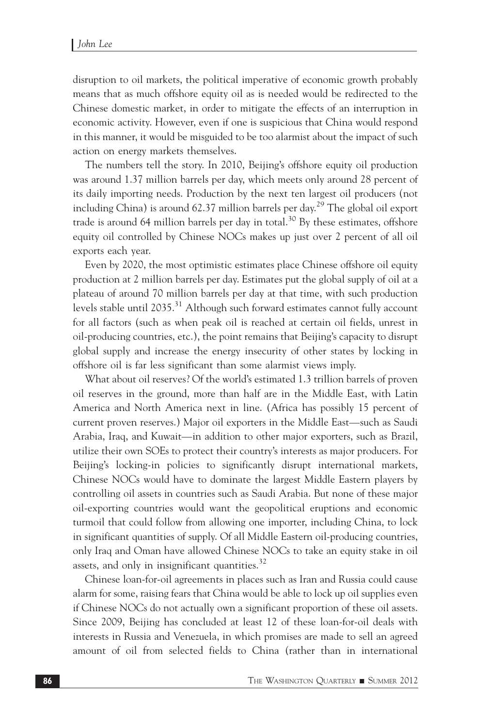disruption to oil markets, the political imperative of economic growth probably means that as much offshore equity oil as is needed would be redirected to the Chinese domestic market, in order to mitigate the effects of an interruption in economic activity. However, even if one is suspicious that China would respond in this manner, it would be misguided to be too alarmist about the impact of such action on energy markets themselves.

The numbers tell the story. In 2010, Beijing's offshore equity oil production was around 1.37 million barrels per day, which meets only around 28 percent of its daily importing needs. Production by the next ten largest oil producers (not including China) is around 62.37 million barrels per day.[29] The global oil export trade is around 64 million barrels per day in total.[30] By these estimates, offshore equity oil controlled by Chinese NOCs makes up just over 2 percent of all oil exports each year.

Even by 2020, the most optimistic estimates place Chinese offshore oil equity production at 2 million barrels per day. Estimates put the global supply of oil at a plateau of around 70 million barrels per day at that time, with such production levels stable until 2035.[31] Although such forward estimates cannot fully account for all factors (such as when peak oil is reached at certain oil fields, unrest in oil-producing countries, etc.), the point remains that Beijing's capacity to disrupt global supply and increase the energy insecurity of other states by locking in offshore oil is far less significant than some alarmist views imply.

What about oil reserves? Of the world's estimated 1.3 trillion barrels of proven oil reserves in the ground, more than half are in the Middle East, with Latin America and North America next in line. (Africa has possibly 15 percent of current proven reserves.) Major oil exporters in the Middle East—such as Saudi Arabia, Iraq, and Kuwait—in addition to other major exporters, such as Brazil, utilize their own SOEs to protect their country's interests as major producers. For Beijing's locking-in policies to significantly disrupt international markets, Chinese NOCs would have to dominate the largest Middle Eastern players by controlling oil assets in countries such as Saudi Arabia. But none of these major oil-exporting countries would want the geopolitical eruptions and economic turmoil that could follow from allowing one importer, including China, to lock in significant quantities of supply. Of all Middle Eastern oil-producing countries, only Iraq and Oman have allowed Chinese NOCs to take an equity stake in oil assets, and only in insignificant quantities.[32]

Chinese loan-for-oil agreements in places such as Iran and Russia could cause alarm for some, raising fears that China would be able to lock up oil supplies even if Chinese NOCs do not actually own a significant proportion of these oil assets. Since 2009, Beijing has concluded at least 12 of these loan-for-oil deals with interests in Russia and Venezuela, in which promises are made to sell an agreed amount of oil from selected fields to China (rather than in international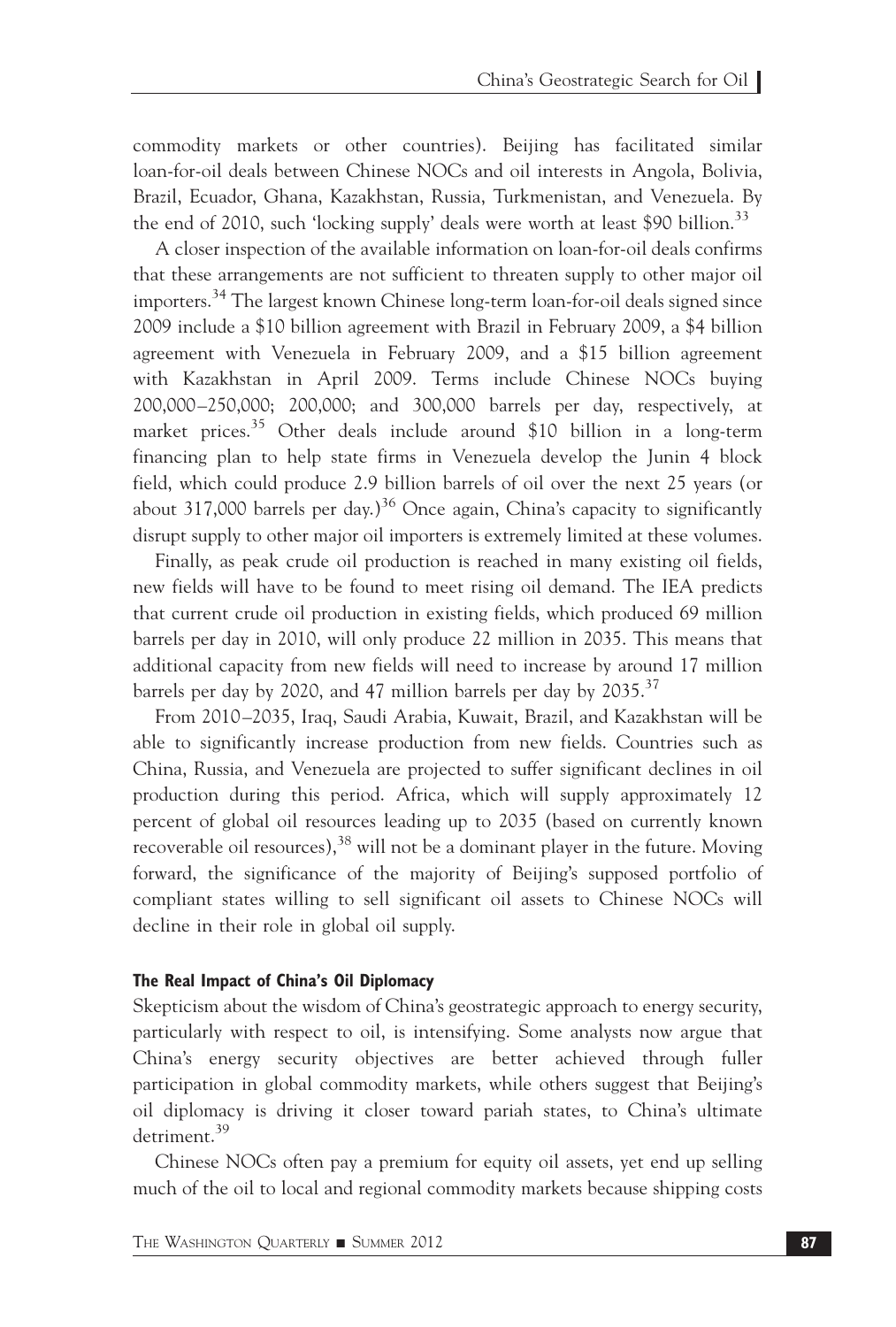commodity markets or other countries). Beijing has facilitated similar loan-for-oil deals between Chinese NOCs and oil interests in Angola, Bolivia, Brazil, Ecuador, Ghana, Kazakhstan, Russia, Turkmenistan, and Venezuela. By the end of 2010, such 'locking supply' deals were worth at least \$90 billion.[33]

A closer inspection of the available information on loan-for-oil deals confirms that these arrangements are not sufficient to threaten supply to other major oil importers.[34] The largest known Chinese long-term loan-for-oil deals signed since 2009 include a \$10 billion agreement with Brazil in February 2009, a \$4 billion agreement with Venezuela in February 2009, and a \$15 billion agreement with Kazakhstan in April 2009. Terms include Chinese NOCs buying 200,000–250,000; 200,000; and 300,000 barrels per day, respectively, at market prices.[35] Other deals include around \$10 billion in a long-term financing plan to help state firms in Venezuela develop the Junin 4 block field, which could produce 2.9 billion barrels of oil over the next 25 years (or about 317,000 barrels per day.)[36] Once again, China's capacity to significantly disrupt supply to other major oil importers is extremely limited at these volumes.

Finally, as peak crude oil production is reached in many existing oil fields, new fields will have to be found to meet rising oil demand. The IEA predicts that current crude oil production in existing fields, which produced 69 million barrels per day in 2010, will only produce 22 million in 2035. This means that additional capacity from new fields will need to increase by around 17 million barrels per day by 2020, and 47 million barrels per day by 2035.[37]

From 2010–2035, Iraq, Saudi Arabia, Kuwait, Brazil, and Kazakhstan will be able to significantly increase production from new fields. Countries such as China, Russia, and Venezuela are projected to suffer significant declines in oil production during this period. Africa, which will supply approximately 12 percent of global oil resources leading up to 2035 (based on currently known recoverable oil resources),[38] will not be a dominant player in the future. Moving forward, the significance of the majority of Beijing's supposed portfolio of compliant states willing to sell significant oil assets to Chinese NOCs will decline in their role in global oil supply.

#### The Real Impact of China's Oil Diplomacy

Skepticism about the wisdom of China's geostrategic approach to energy security, particularly with respect to oil, is intensifying. Some analysts now argue that China's energy security objectives are better achieved through fuller participation in global commodity markets, while others suggest that Beijing's oil diplomacy is driving it closer toward pariah states, to China's ultimate detriment.[39]

Chinese NOCs often pay a premium for equity oil assets, yet end up selling much of the oil to local and regional commodity markets because shipping costs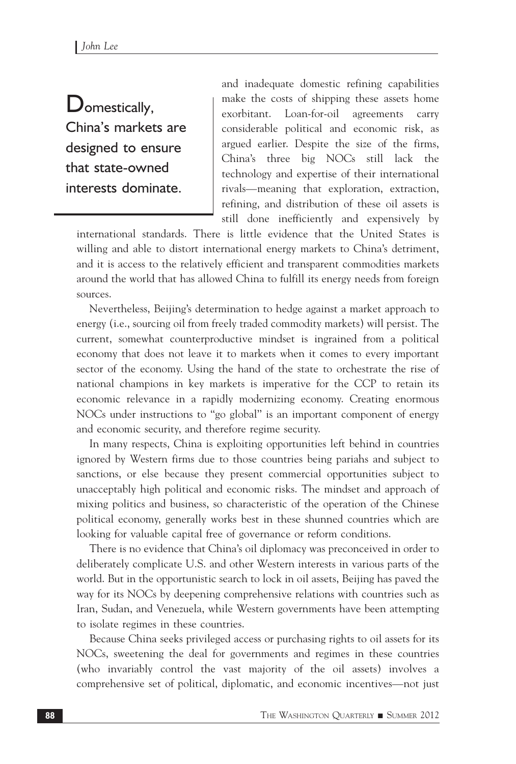> **Domestically, China's markets are designed to ensure that state-owned interests dominate.**

and inadequate domestic refining capabilities make the costs of shipping these assets home exorbitant. Loan-for-oil agreements carry considerable political and economic risk, as argued earlier. Despite the size of the firms, China's three big NOCs still lack the technology and expertise of their international rivals—meaning that exploration, extraction, refining, and distribution of these oil assets is still done inefficiently and expensively by international standards. There is little evidence that the United States is willing and able to distort international energy markets to China's detriment, and it is access to the relatively efficient and transparent commodities markets around the world that has allowed China to fulfill its energy needs from foreign sources.

Nevertheless, Beijing's determination to hedge against a market approach to energy (i.e., sourcing oil from freely traded commodity markets) will persist. The current, somewhat counterproductive mindset is ingrained from a political economy that does not leave it to markets when it comes to every important sector of the economy. Using the hand of the state to orchestrate the rise of national champions in key markets is imperative for the CCP to retain its economic relevance in a rapidly modernizing economy. Creating enormous NOCs under instructions to "go global" is an important component of energy and economic security, and therefore regime security.

In many respects, China is exploiting opportunities left behind in countries ignored by Western firms due to those countries being pariahs and subject to sanctions, or else because they present commercial opportunities subject to unacceptably high political and economic risks. The mindset and approach of mixing politics and business, so characteristic of the operation of the Chinese political economy, generally works best in these shunned countries which are looking for valuable capital free of governance or reform conditions.

There is no evidence that China's oil diplomacy was preconceived in order to deliberately complicate U.S. and other Western interests in various parts of the world. But in the opportunistic search to lock in oil assets, Beijing has paved the way for its NOCs by deepening comprehensive relations with countries such as Iran, Sudan, and Venezuela, while Western governments have been attempting to isolate regimes in these countries.

Because China seeks privileged access or purchasing rights to oil assets for its NOCs, sweetening the deal for governments and regimes in these countries (who invariably control the vast majority of the oil assets) involves a comprehensive set of political, diplomatic, and economic incentives—not just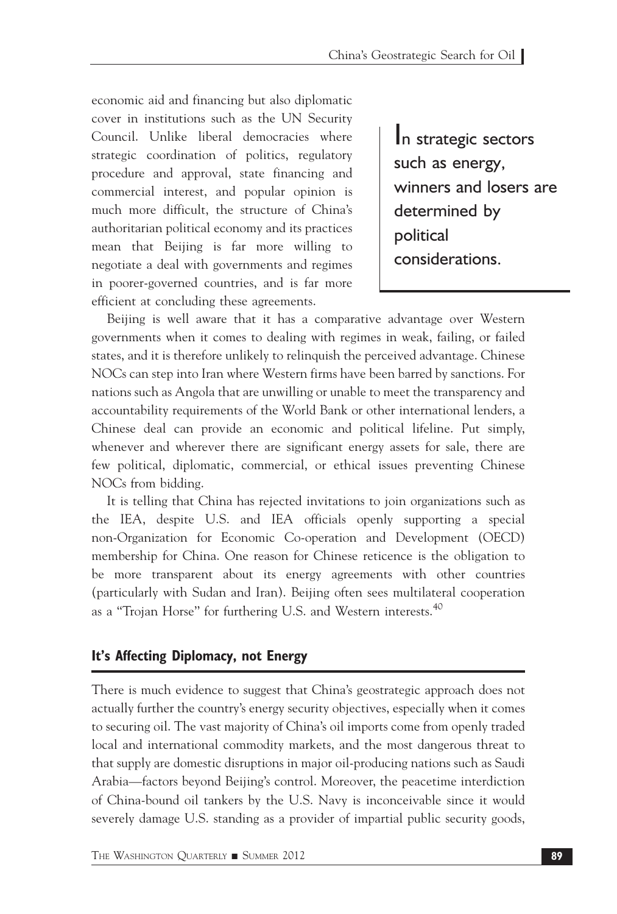economic aid and financing but also diplomatic cover in institutions such as the UN Security Council. Unlike liberal democracies where strategic coordination of politics, regulatory procedure and approval, state financing and commercial interest, and popular opinion is much more difficult, the structure of China's authoritarian political economy and its practices mean that Beijing is far more willing to negotiate a deal with governments and regimes in poorer-governed countries, and is far more efficient at concluding these agreements.

> In strategic sectors such as energy, winners and losers are determined by political considerations.

Beijing is well aware that it has a comparative advantage over Western governments when it comes to dealing with regimes in weak, failing, or failed states, and it is therefore unlikely to relinquish the perceived advantage. Chinese NOCs can step into Iran where Western firms have been barred by sanctions. For nations such as Angola that are unwilling or unable to meet the transparency and accountability requirements of the World Bank or other international lenders, a Chinese deal can provide an economic and political lifeline. Put simply, whenever and wherever there are significant energy assets for sale, there are few political, diplomatic, commercial, or ethical issues preventing Chinese NOCs from bidding.

It is telling that China has rejected invitations to join organizations such as the IEA, despite U.S. and IEA officials openly supporting a special non-Organization for Economic Co-operation and Development (OECD) membership for China. One reason for Chinese reticence is the obligation to be more transparent about its energy agreements with other countries (particularly with Sudan and Iran). Beijing often sees multilateral cooperation as a "Trojan Horse" for furthering U.S. and Western interests.[40]

## It's Affecting Diplomacy, not Energy

There is much evidence to suggest that China's geostrategic approach does not actually further the country's energy security objectives, especially when it comes to securing oil. The vast majority of China's oil imports come from openly traded local and international commodity markets, and the most dangerous threat to that supply are domestic disruptions in major oil-producing nations such as Saudi Arabia—factors beyond Beijing's control. Moreover, the peacetime interdiction of China-bound oil tankers by the U.S. Navy is inconceivable since it would severely damage U.S. standing as a provider of impartial public security goods,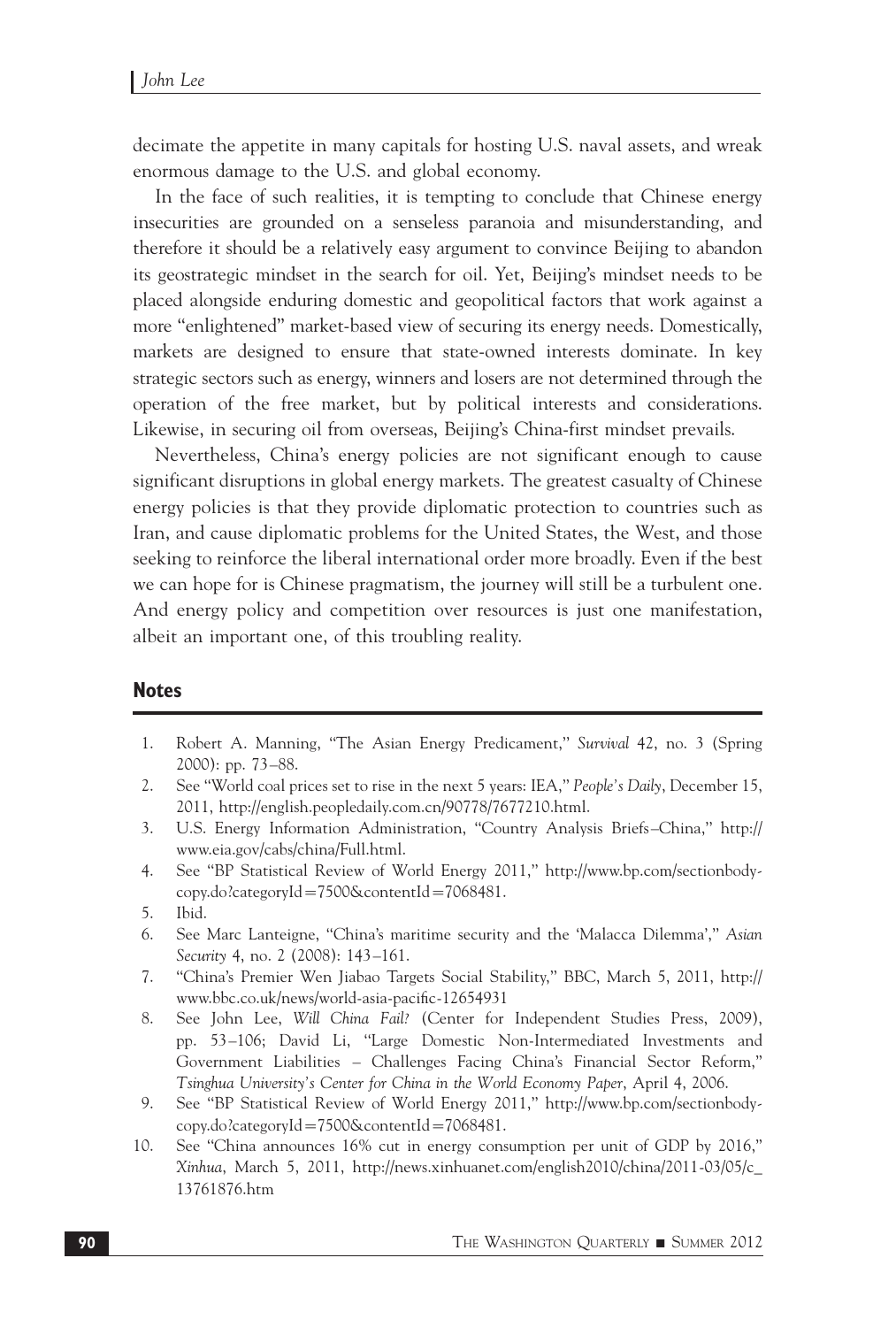decimate the appetite in many capitals for hosting U.S. naval assets, and wreak enormous damage to the U.S. and global economy.

In the face of such realities, it is tempting to conclude that Chinese energy insecurities are grounded on a senseless paranoia and misunderstanding, and therefore it should be a relatively easy argument to convince Beijing to abandon its geostrategic mindset in the search for oil. Yet, Beijing's mindset needs to be placed alongside enduring domestic and geopolitical factors that work against a more "enlightened" market-based view of securing its energy needs. Domestically, markets are designed to ensure that state-owned interests dominate. In key strategic sectors such as energy, winners and losers are not determined through the operation of the free market, but by political interests and considerations. Likewise, in securing oil from overseas, Beijing's China-first mindset prevails.

Nevertheless, China's energy policies are not significant enough to cause significant disruptions in global energy markets. The greatest casualty of Chinese energy policies is that they provide diplomatic protection to countries such as Iran, and cause diplomatic problems for the United States, the West, and those seeking to reinforce the liberal international order more broadly. Even if the best we can hope for is Chinese pragmatism, the journey will still be a turbulent one. And energy policy and competition over resources is just one manifestation, albeit an important one, of this troubling reality.

## Notes

1. Robert A. Manning, "The Asian Energy Predicament," *Survival* 42, no. 3 (Spring 2000): pp. 73–88.
2. See "World coal prices set to rise in the next 5 years: IEA," *People's Daily*, December 15, 2011, http://english.peopledaily.com.cn/90778/7677210.html.
3. U.S. Energy Information Administration, "Country Analysis Briefs–China," http://www.eia.gov/cabs/china/Full.html.
4. See "BP Statistical Review of World Energy 2011," http://www.bp.com/sectionbodycopy.do?categoryId=7500&contentId=7068481.
5. Ibid.
6. See Marc Lanteigne, "China's maritime security and the 'Malacca Dilemma'," *Asian Security* 4, no. 2 (2008): 143–161.
7. "China's Premier Wen Jiabao Targets Social Stability," BBC, March 5, 2011, http://www.bbc.co.uk/news/world-asia-pacific-12654931
8. See John Lee, *Will China Fail?* (Center for Independent Studies Press, 2009), pp. 53–106; David Li, "Large Domestic Non-Intermediated Investments and Government Liabilities – Challenges Facing China's Financial Sector Reform," *Tsinghua University's Center for China in the World Economy Paper*, April 4, 2006.
9. See "BP Statistical Review of World Energy 2011," http://www.bp.com/sectionbodycopy.do?categoryId=7500&contentId=7068481.
10. See "China announces 16% cut in energy consumption per unit of GDP by 2016," *Xinhua*, March 5, 2011, http://news.xinhuanet.com/english2010/china/2011-03/05/c_13761876.htm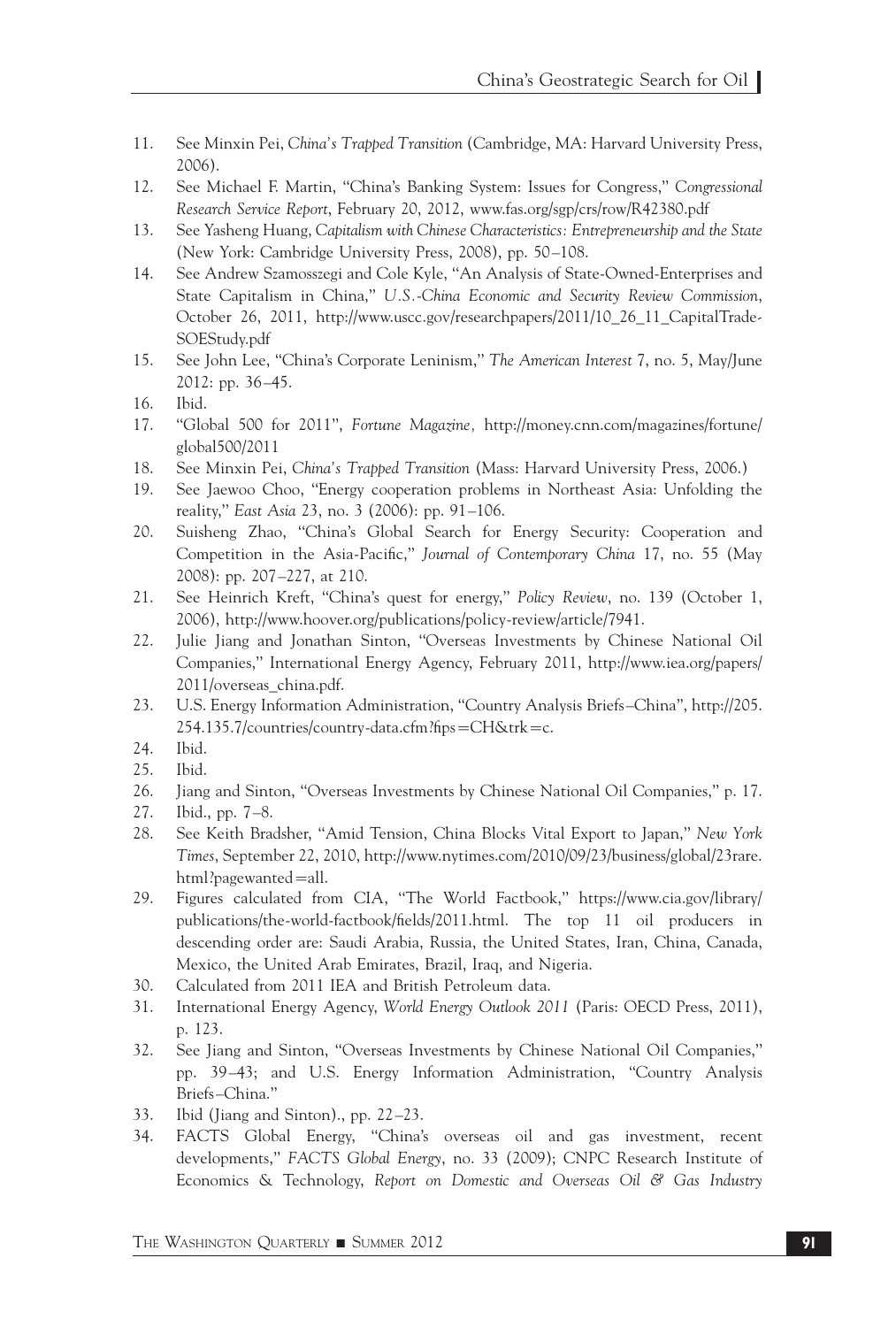11. See Minxin Pei, *China's Trapped Transition* (Cambridge, MA: Harvard University Press, 2006).
12. See Michael F. Martin, "China's Banking System: Issues for Congress," *Congressional Research Service Report*, February 20, 2012, www.fas.org/sgp/crs/row/R42380.pdf
13. See Yasheng Huang, *Capitalism with Chinese Characteristics: Entrepreneurship and the State* (New York: Cambridge University Press, 2008), pp. 50–108.
14. See Andrew Szamosszegi and Cole Kyle, "An Analysis of State-Owned-Enterprises and State Capitalism in China," *U.S.-China Economic and Security Review Commission*, October 26, 2011, http://www.uscc.gov/researchpapers/2011/10_26_11_CapitalTrade-SOEStudy.pdf
15. See John Lee, "China's Corporate Leninism," *The American Interest* 7, no. 5, May/June 2012: pp. 36–45.
16. Ibid.
17. "Global 500 for 2011", *Fortune Magazine*, http://money.cnn.com/magazines/fortune/global500/2011
18. See Minxin Pei, *China's Trapped Transition* (Mass: Harvard University Press, 2006.)
19. See Jaewoo Choo, "Energy cooperation problems in Northeast Asia: Unfolding the reality," *East Asia* 23, no. 3 (2006): pp. 91–106.
20. Suisheng Zhao, "China's Global Search for Energy Security: Cooperation and Competition in the Asia-Pacific," *Journal of Contemporary China* 17, no. 55 (May 2008): pp. 207–227, at 210.
21. See Heinrich Kreft, "China's quest for energy," *Policy Review*, no. 139 (October 1, 2006), http://www.hoover.org/publications/policy-review/article/7941.
22. Julie Jiang and Jonathan Sinton, "Overseas Investments by Chinese National Oil Companies," International Energy Agency, February 2011, http://www.iea.org/papers/2011/overseas_china.pdf.
23. U.S. Energy Information Administration, "Country Analysis Briefs–China", http://205.254.135.7/countries/country-data.cfm?fips=CH&trk=c.
24. Ibid.
25. Ibid.
26. Jiang and Sinton, "Overseas Investments by Chinese National Oil Companies," p. 17.
27. Ibid., pp. 7–8.
28. See Keith Bradsher, "Amid Tension, China Blocks Vital Export to Japan," *New York Times*, September 22, 2010, http://www.nytimes.com/2010/09/23/business/global/23rare.html?pagewanted=all.
29. Figures calculated from CIA, "The World Factbook," https://www.cia.gov/library/publications/the-world-factbook/fields/2011.html. The top 11 oil producers in descending order are: Saudi Arabia, Russia, the United States, Iran, China, Canada, Mexico, the United Arab Emirates, Brazil, Iraq, and Nigeria.
30. Calculated from 2011 IEA and British Petroleum data.
31. International Energy Agency, *World Energy Outlook 2011* (Paris: OECD Press, 2011), p. 123.
32. See Jiang and Sinton, "Overseas Investments by Chinese National Oil Companies," pp. 39–43; and U.S. Energy Information Administration, "Country Analysis Briefs–China."
33. Ibid (Jiang and Sinton)., pp. 22–23.
34. FACTS Global Energy, "China's overseas oil and gas investment, recent developments," *FACTS Global Energy*, no. 33 (2009); CNPC Research Institute of Economics & Technology, *Report on Domestic and Overseas Oil & Gas Industry*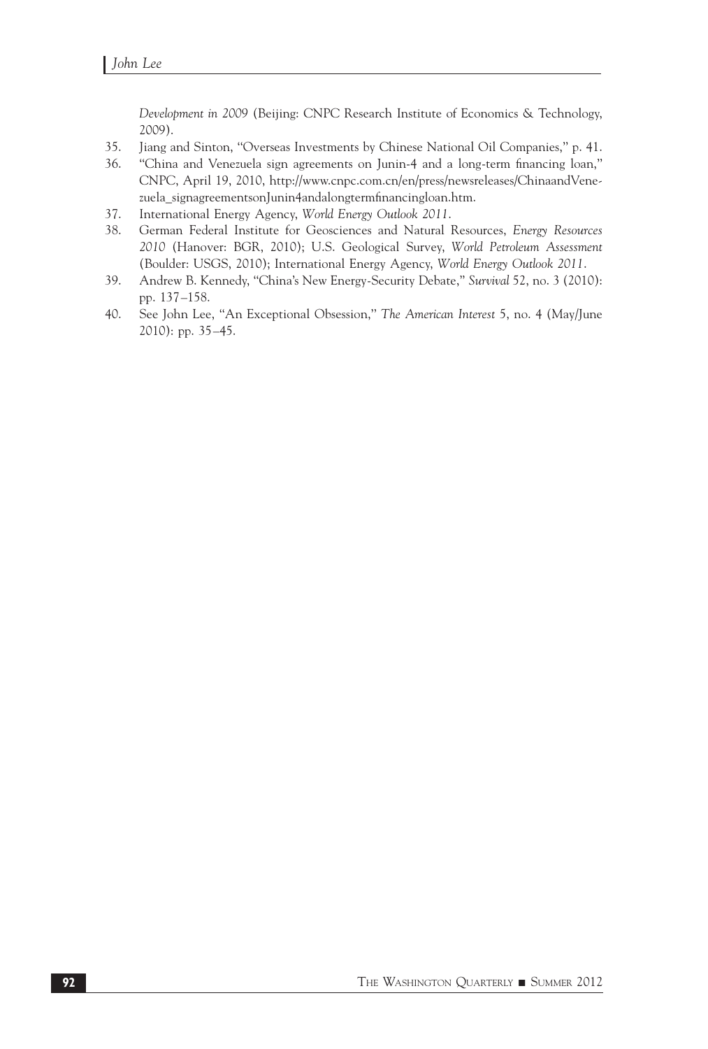*Development in 2009* (Beijing: CNPC Research Institute of Economics & Technology, 2009).

35. Jiang and Sinton, "Overseas Investments by Chinese National Oil Companies," p. 41.
36. "China and Venezuela sign agreements on Junin-4 and a long-term financing loan," CNPC, April 19, 2010, http://www.cnpc.com.cn/en/press/newsreleases/ChinaandVenezuela_signagreementsonJunin4andalongtermfinancingloan.htm.
37. International Energy Agency, *World Energy Outlook 2011*.
38. German Federal Institute for Geosciences and Natural Resources, *Energy Resources 2010* (Hanover: BGR, 2010); U.S. Geological Survey, *World Petroleum Assessment* (Boulder: USGS, 2010); International Energy Agency, *World Energy Outlook 2011*.
39. Andrew B. Kennedy, "China's New Energy-Security Debate," *Survival* 52, no. 3 (2010): pp. 137–158.
40. See John Lee, "An Exceptional Obsession," *The American Interest* 5, no. 4 (May/June 2010): pp. 35–45.